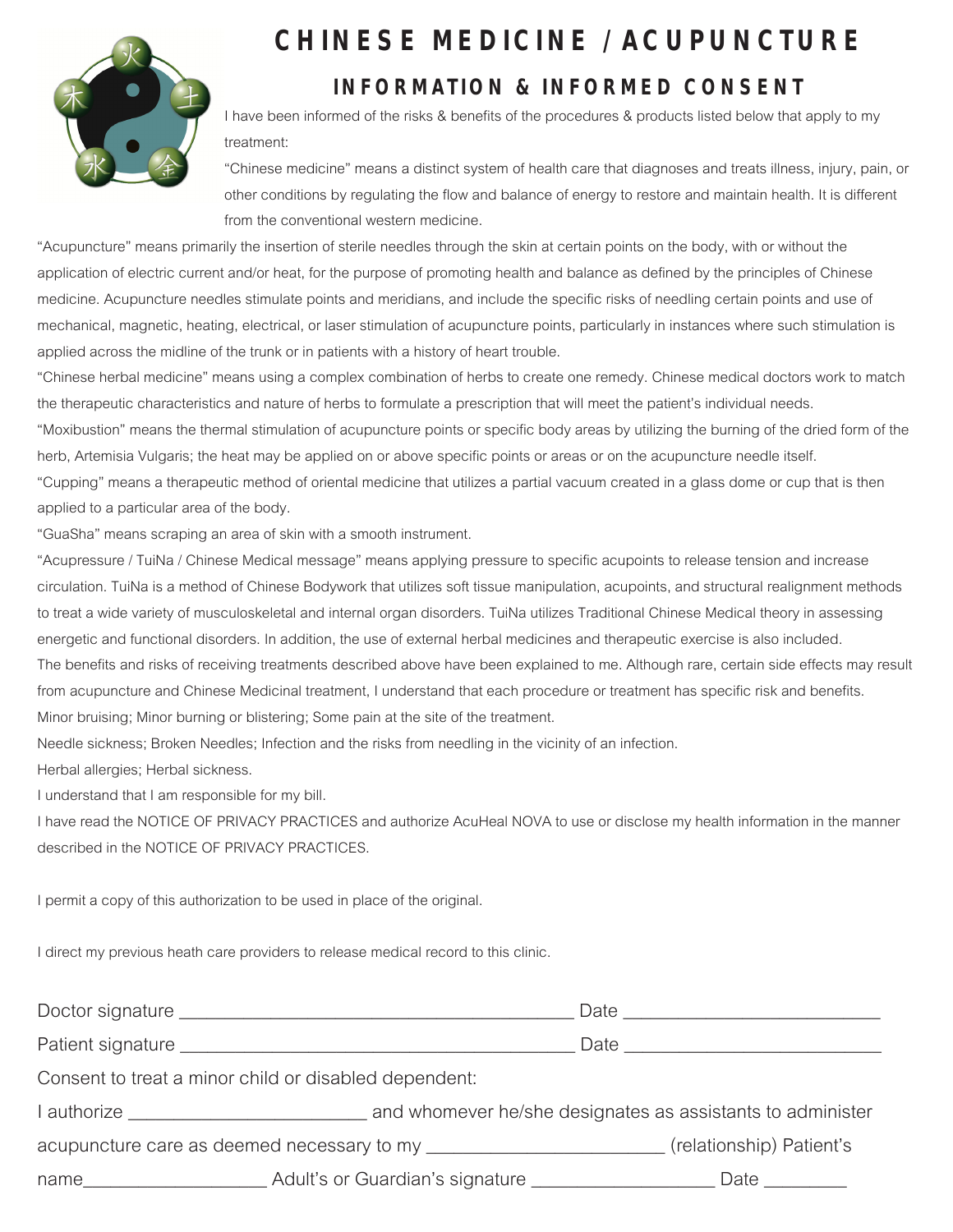# CHINESE MEDICINE / ACUPUNCTURE

## INFORMATION & INFORMED CONSENT

I have been informed of the risks & benefits of the procedures & products listed below that apply to my treatment:

"Chinese medicine" means a distinct system of health care that diagnoses and treats illness, injury, pain, or other conditions by regulating the flow and balance of energy to restore and maintain health. It is different from the conventional western medicine.

"Acupuncture" means primarily the insertion of sterile needles through the skin at certain points on the body, with or without the application of electric current and/or heat, for the purpose of promoting health and balance as defined by the principles of Chinese medicine. Acupuncture needles stimulate points and meridians, and include the specific risks of needling certain points and use of mechanical, magnetic, heating, electrical, or laser stimulation of acupuncture points, particularly in instances where such stimulation is applied across the midline of the trunk or in patients with a history of heart trouble.

"Chinese herbal medicine" means using a complex combination of herbs to create one remedy. Chinese medical doctors work to match the therapeutic characteristics and nature of herbs to formulate a prescription that will meet the patient's individual needs.

"Moxibustion" means the thermal stimulation of acupuncture points or specific body areas by utilizing the burning of the dried form of the herb, Artemisia Vulgaris; the heat may be applied on or above specific points or areas or on the acupuncture needle itself.

"Cupping" means a therapeutic method of oriental medicine that utilizes a partial vacuum created in a glass dome or cup that is then applied to a particular area of the body.

"GuaSha" means scraping an area of skin with a smooth instrument.

"Acupressure / TuiNa / Chinese Medical message" means applying pressure to specific acupoints to release tension and increase circulation. TuiNa is a method of Chinese Bodywork that utilizes soft tissue manipulation, acupoints, and structural realignment methods to treat a wide variety of musculoskeletal and internal organ disorders. TuiNa utilizes Traditional Chinese Medical theory in assessing energetic and functional disorders. In addition, the use of external herbal medicines and therapeutic exercise is also included.

The benefits and risks of receiving treatments described above have been explained to me. Although rare, certain side effects may result from acupuncture and Chinese Medicinal treatment, I understand that each procedure or treatment has specific risk and benefits.

Minor bruising; Minor burning or blistering; Some pain at the site of the treatment.

Needle sickness; Broken Needles; Infection and the risks from needling in the vicinity of an infection.

Herbal allergies; Herbal sickness.

I understand that I am responsible for my bill.

I have read the NOTICE OF PRIVACY PRACTICES and authorize AcuHeal NOVA to use or disclose my health information in the manner described in the NOTICE OF PRIVACY PRACTICES.

I permit a copy of this authorization to be used in place of the original.

I direct my previous heath care providers to release medical record to this clinic.

Doctor signature ________________________________________ Date __________________________

Patient signature ________________________________________ Date __________________________

Consent to treat a minor child or disabled dependent:

I authorize ________________________ and whomever he/she designates as assistants to administer acupuncture care as deemed necessary to my ________________________ (relationship) Patient's name__________________ Adult's or Guardian's signature __________________ Date ________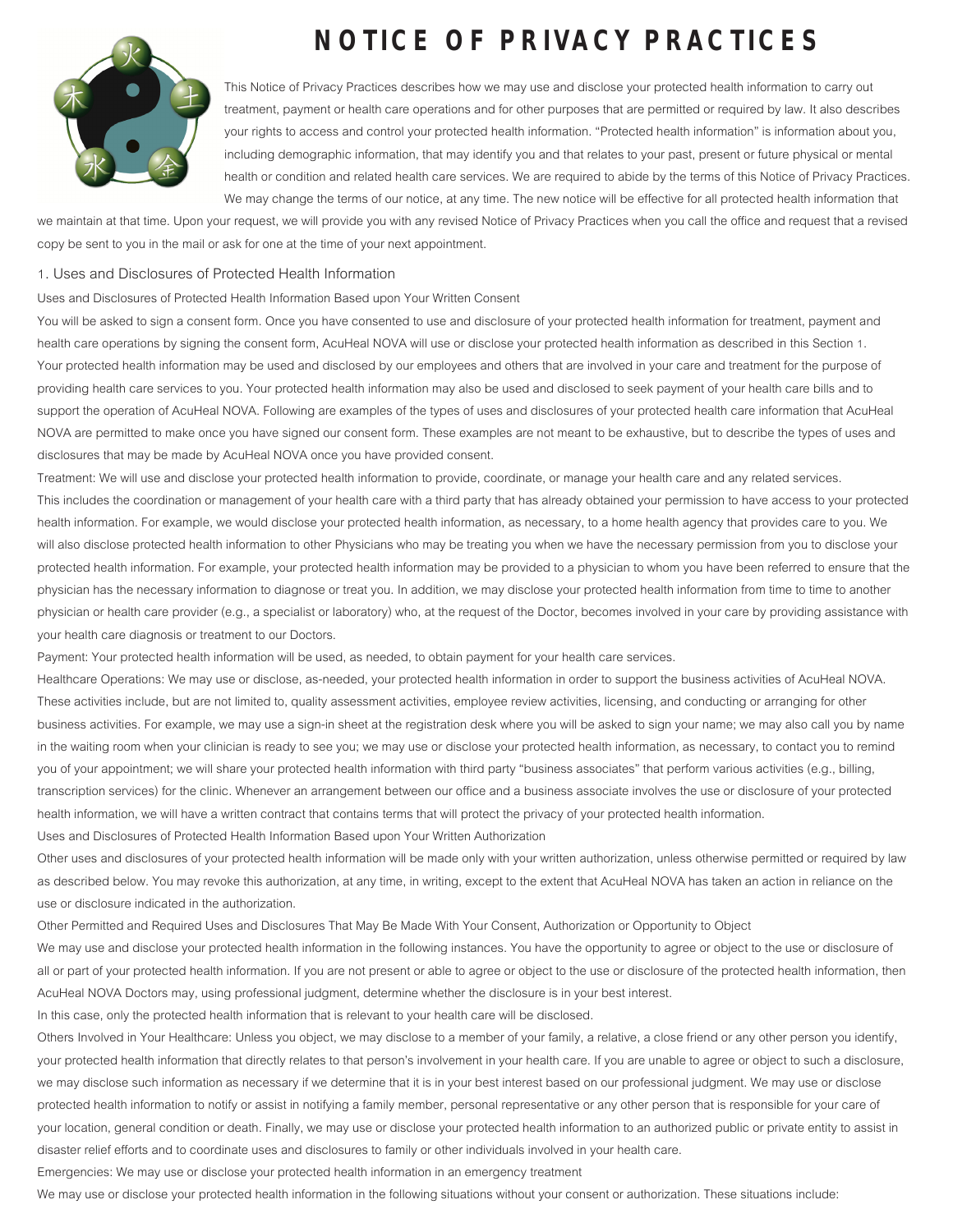# NOTICE OF PRIVACY PRACTICES

This Notice of Privacy Practices describes how we may use and disclose your protected health information to carry out treatment, payment or health care operations and for other purposes that are permitted or required by law. It also describes your rights to access and control your protected health information. "Protected health information" is information about you, including demographic information, that may identify you and that relates to your past, present or future physical or mental health or condition and related health care services. We are required to abide by the terms of this Notice of Privacy Practices. We may change the terms of our notice, at any time. The new notice will be effective for all protected health information that we maintain at that time. Upon your request, we will provide you with any revised Notice of Privacy Practices when you call the office and request that a revised copy be sent to you in the mail or ask for one at the time of your next appointment.

## 1. Uses and Disclosures of Protected Health Information

Uses and Disclosures of Protected Health Information Based upon Your Written Consent

You will be asked to sign a consent form. Once you have consented to use and disclosure of your protected health information for treatment, payment and health care operations by signing the consent form, AcuHeal NOVA will use or disclose your protected health information as described in this Section 1. Your protected health information may be used and disclosed by our employees and others that are involved in your care and treatment for the purpose of providing health care services to you. Your protected health information may also be used and disclosed to seek payment of your health care bills and to support the operation of AcuHeal NOVA. Following are examples of the types of uses and disclosures of your protected health care information that AcuHeal NOVA are permitted to make once you have signed our consent form. These examples are not meant to be exhaustive, but to describe the types of uses and disclosures that may be made by AcuHeal NOVA once you have provided consent.

Treatment: We will use and disclose your protected health information to provide, coordinate, or manage your health care and any related services. This includes the coordination or management of your health care with a third party that has already obtained your permission to have access to your protected health information. For example, we would disclose your protected health information, as necessary, to a home health agency that provides care to you. We will also disclose protected health information to other Physicians who may be treating you when we have the necessary permission from you to disclose your protected health information. For example, your protected health information may be provided to a physician to whom you have been referred to ensure that the physician has the necessary information to diagnose or treat you. In addition, we may disclose your protected health information from time to time to another physician or health care provider (e.g., a specialist or laboratory) who, at the request of the Doctor, becomes involved in your care by providing assistance with your health care diagnosis or treatment to our Doctors.

Payment: Your protected health information will be used, as needed, to obtain payment for your health care services.

Healthcare Operations: We may use or disclose, as-needed, your protected health information in order to support the business activities of AcuHeal NOVA. These activities include, but are not limited to, quality assessment activities, employee review activities, licensing, and conducting or arranging for other business activities. For example, we may use a sign-in sheet at the registration desk where you will be asked to sign your name; we may also call you by name in the waiting room when your clinician is ready to see you; we may use or disclose your protected health information, as necessary, to contact you to remind you of your appointment; we will share your protected health information with third party "business associates" that perform various activities (e.g., billing, transcription services) for the clinic. Whenever an arrangement between our office and a business associate involves the use or disclosure of your protected health information, we will have a written contract that contains terms that will protect the privacy of your protected health information.

Uses and Disclosures of Protected Health Information Based upon Your Written Authorization

Other uses and disclosures of your protected health information will be made only with your written authorization, unless otherwise permitted or required by law as described below. You may revoke this authorization, at any time, in writing, except to the extent that AcuHeal NOVA has taken an action in reliance on the use or disclosure indicated in the authorization.

Other Permitted and Required Uses and Disclosures That May Be Made With Your Consent, Authorization or Opportunity to Object

We may use and disclose your protected health information in the following instances. You have the opportunity to agree or object to the use or disclosure of all or part of your protected health information. If you are not present or able to agree or object to the use or disclosure of the protected health information, then AcuHeal NOVA Doctors may, using professional judgment, determine whether the disclosure is in your best interest.

In this case, only the protected health information that is relevant to your health care will be disclosed.

Others Involved in Your Healthcare: Unless you object, we may disclose to a member of your family, a relative, a close friend or any other person you identify, your protected health information that directly relates to that person's involvement in your health care. If you are unable to agree or object to such a disclosure, we may disclose such information as necessary if we determine that it is in your best interest based on our professional judgment. We may use or disclose protected health information to notify or assist in notifying a family member, personal representative or any other person that is responsible for your care of your location, general condition or death. Finally, we may use or disclose your protected health information to an authorized public or private entity to assist in disaster relief efforts and to coordinate uses and disclosures to family or other individuals involved in your health care.

Emergencies: We may use or disclose your protected health information in an emergency treatment

We may use or disclose your protected health information in the following situations without your consent or authorization. These situations include: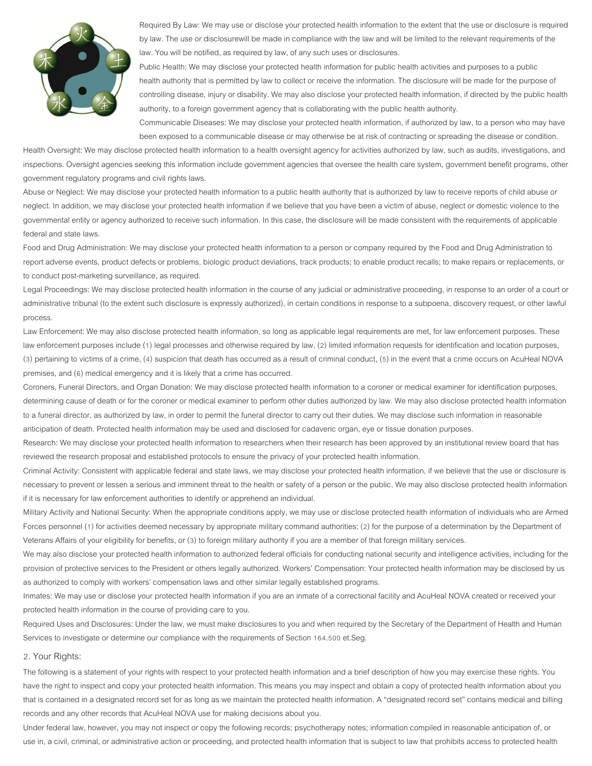Required By Law: We may use or disclose your protected health information to the extent that the use or disclosure is required by law. The use or disclosurewill be made in compliance with the law and will be limited to the relevant requirements of the law. You will be notified, as required by law, of any such uses or disclosures.

Public Health: We may disclose your protected health information for public health activities and purposes to a public health authority that is permitted by law to collect or receive the information. The disclosure will be made for the purpose of controlling disease, injury or disability. We may also disclose your protected health information, if directed by the public health authority, to a foreign government agency that is collaborating with the public health authority.

Communicable Diseases: We may disclose your protected health information, if authorized by law, to a person who may have been exposed to a communicable disease or may otherwise be at risk of contracting or spreading the disease or condition.

Health Oversight: We may disclose protected health information to a health oversight agency for activities authorized by law, such as audits, investigations, and inspections. Oversight agencies seeking this information include government agencies that oversee the health care system, government benefit programs, other government regulatory programs and civil rights laws.

Abuse or Neglect: We may disclose your protected health information to a public health authority that is authorized by law to receive reports of child abuse or neglect. In addition, we may disclose your protected health information if we believe that you have been a victim of abuse, neglect or domestic violence to the governmental entity or agency authorized to receive such information. In this case, the disclosure will be made consistent with the requirements of applicable federal and state laws.

Food and Drug Administration: We may disclose your protected health information to a person or company required by the Food and Drug Administration to report adverse events, product defects or problems, biologic product deviations, track products; to enable product recalls; to make repairs or replacements, or to conduct post-marketing surveillance, as required.

Legal Proceedings: We may disclose protected health information in the course of any judicial or administrative proceeding, in response to an order of a court or administrative tribunal (to the extent such disclosure is expressly authorized), in certain conditions in response to a subpoena, discovery request, or other lawful process.

Law Enforcement: We may also disclose protected health information, so long as applicable legal requirements are met, for law enforcement purposes. These law enforcement purposes include (1) legal processes and otherwise required by law, (2) limited information requests for identification and location purposes, (3) pertaining to victims of a crime, (4) suspicion that death has occurred as a result of criminal conduct, (5) in the event that a crime occurs on AcuHeal NOVA premises, and (6) medical emergency and it is likely that a crime has occurred.

Coroners, Funeral Directors, and Organ Donation: We may disclose protected health information to a coroner or medical examiner for identification purposes, determining cause of death or for the coroner or medical examiner to perform other duties authorized by law. We may also disclose protected health information to a funeral director, as authorized by law, in order to permit the funeral director to carry out their duties. We may disclose such information in reasonable anticipation of death. Protected health information may be used and disclosed for cadaveric organ, eye or tissue donation purposes.

Research: We may disclose your protected health information to researchers when their research has been approved by an institutional review board that has reviewed the research proposal and established protocols to ensure the privacy of your protected health information.

Criminal Activity: Consistent with applicable federal and state laws, we may disclose your protected health information, if we believe that the use or disclosure is necessary to prevent or lessen a serious and imminent threat to the health or safety of a person or the public. We may also disclose protected health information if it is necessary for law enforcement authorities to identify or apprehend an individual.

Military Activity and National Security: When the appropriate conditions apply, we may use or disclose protected health information of individuals who are Armed Forces personnel (1) for activities deemed necessary by appropriate military command authorities; (2) for the purpose of a determination by the Department of Veterans Affairs of your eligibility for benefits, or (3) to foreign military authority if you are a member of that foreign military services.

We may also disclose your protected health information to authorized federal officials for conducting national security and intelligence activities, including for the provision of protective services to the President or others legally authorized. Workers' Compensation: Your protected health information may be disclosed by us as authorized to comply with workers' compensation laws and other similar legally established programs.

Inmates: We may use or disclose your protected health information if you are an inmate of a correctional facility and AcuHeal NOVA created or received your protected health information in the course of providing care to you.

Required Uses and Disclosures: Under the law, we must make disclosures to you and when required by the Secretary of the Department of Health and Human Services to investigate or determine our compliance with the requirements of Section 164.500 et.Seg.

## 2. Your Rights:

The following is a statement of your rights with respect to your protected health information and a brief description of how you may exercise these rights. You have the right to inspect and copy your protected health information. This means you may inspect and obtain a copy of protected health information about you that is contained in a designated record set for as long as we maintain the protected health information. A "designated record set" contains medical and billing records and any other records that AcuHeal NOVA use for making decisions about you.

Under federal law, however, you may not inspect or copy the following records; psychotherapy notes; information compiled in reasonable anticipation of, or use in, a civil, criminal, or administrative action or proceeding, and protected health information that is subject to law that prohibits access to protected health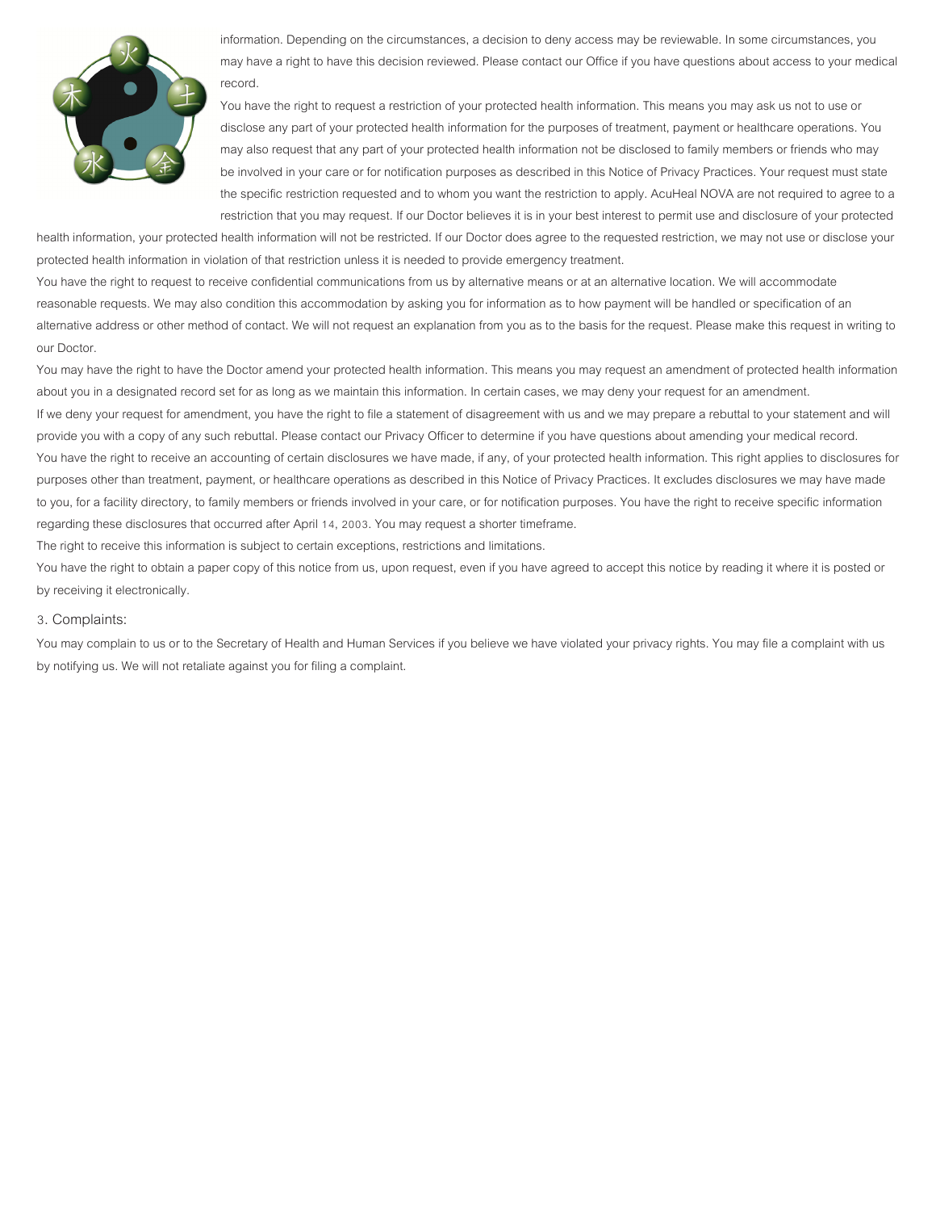information. Depending on the circumstances, a decision to deny access may be reviewable. In some circumstances, you may have a right to have this decision reviewed. Please contact our Office if you have questions about access to your medical record.

You have the right to request a restriction of your protected health information. This means you may ask us not to use or disclose any part of your protected health information for the purposes of treatment, payment or healthcare operations. You may also request that any part of your protected health information not be disclosed to family members or friends who may be involved in your care or for notification purposes as described in this Notice of Privacy Practices. Your request must state the specific restriction requested and to whom you want the restriction to apply. AcuHeal NOVA are not required to agree to a restriction that you may request. If our Doctor believes it is in your best interest to permit use and disclosure of your protected health information, your protected health information will not be restricted. If our Doctor does agree to the requested restriction, we may not use or disclose your protected health information in violation of that restriction unless it is needed to provide emergency treatment.

You have the right to request to receive confidential communications from us by alternative means or at an alternative location. We will accommodate reasonable requests. We may also condition this accommodation by asking you for information as to how payment will be handled or specification of an alternative address or other method of contact. We will not request an explanation from you as to the basis for the request. Please make this request in writing to our Doctor.

You may have the right to have the Doctor amend your protected health information. This means you may request an amendment of protected health information about you in a designated record set for as long as we maintain this information. In certain cases, we may deny your request for an amendment.

If we deny your request for amendment, you have the right to file a statement of disagreement with us and we may prepare a rebuttal to your statement and will provide you with a copy of any such rebuttal. Please contact our Privacy Officer to determine if you have questions about amending your medical record.

You have the right to receive an accounting of certain disclosures we have made, if any, of your protected health information. This right applies to disclosures for purposes other than treatment, payment, or healthcare operations as described in this Notice of Privacy Practices. It excludes disclosures we may have made to you, for a facility directory, to family members or friends involved in your care, or for notification purposes. You have the right to receive specific information regarding these disclosures that occurred after April 14, 2003. You may request a shorter timeframe.

The right to receive this information is subject to certain exceptions, restrictions and limitations.

You have the right to obtain a paper copy of this notice from us, upon request, even if you have agreed to accept this notice by reading it where it is posted or by receiving it electronically.

### 3. Complaints:

You may complain to us or to the Secretary of Health and Human Services if you believe we have violated your privacy rights. You may file a complaint with us by notifying us. We will not retaliate against you for filing a complaint.